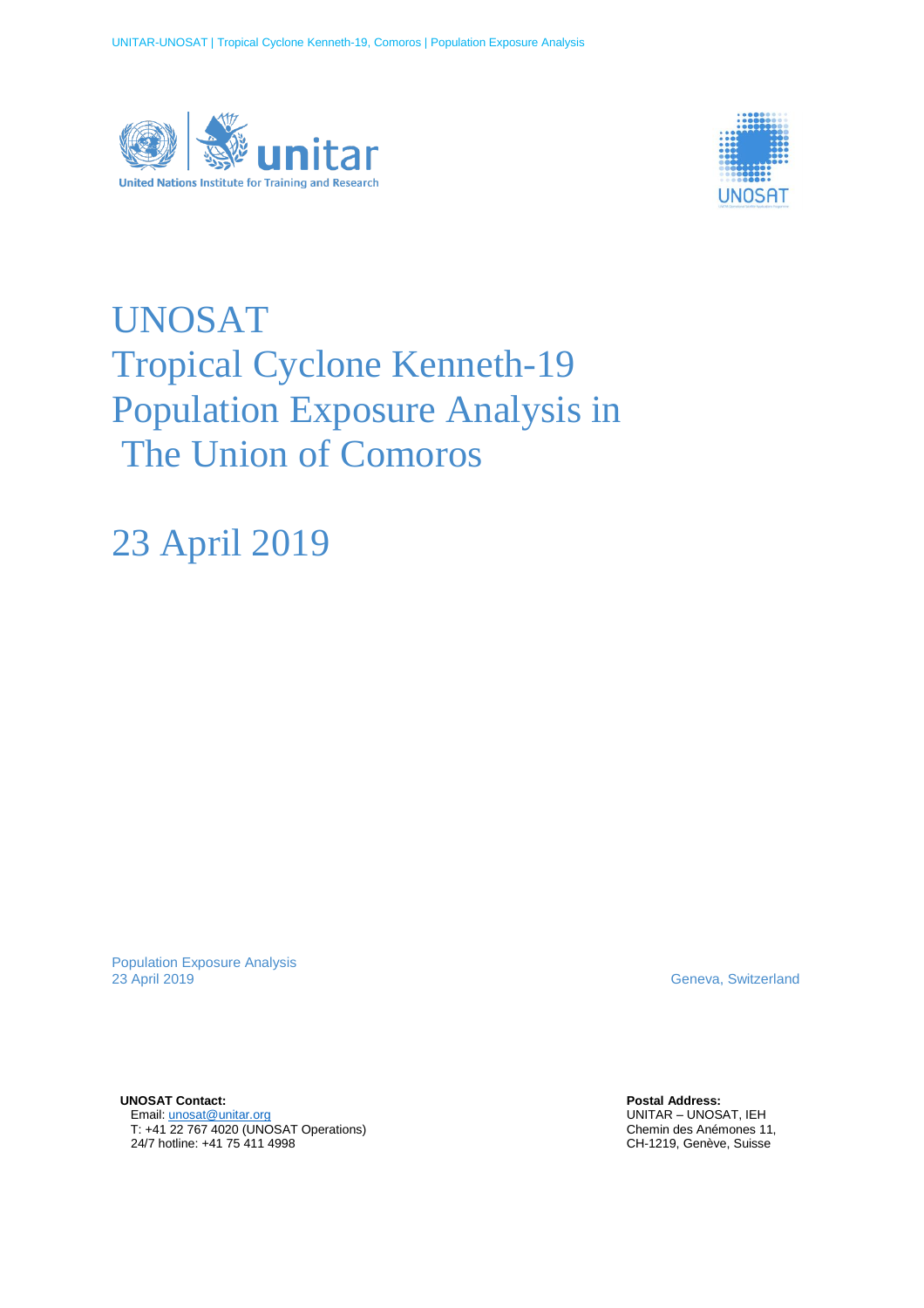# UNOSAT
# Tropical Cyclone Kenneth-19
# Population Exposure Analysis in The Union of Comoros

## 23 April 2019

Population Exposure Analysis
23 April 2019

Geneva, Switzerland

**UNOSAT Contact:**
Email: unosat@unitar.org
T: +41 22 767 4020 (UNOSAT Operations)
24/7 hotline: +41 75 411 4998

**Postal Address:**
UNITAR – UNOSAT, IEH
Chemin des Anémones 11,
CH-1219, Genève, Suisse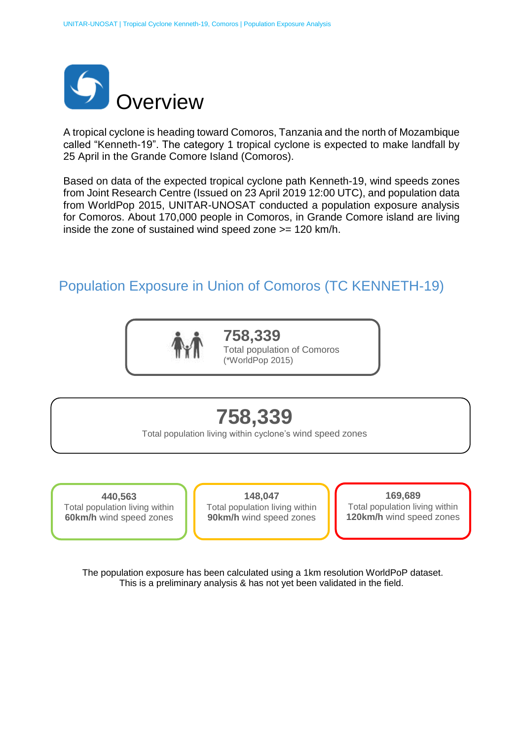# Overview

A tropical cyclone is heading toward Comoros, Tanzania and the north of Mozambique called “Kenneth-19”. The category 1 tropical cyclone is expected to make landfall by 25 April in the Grande Comore Island (Comoros).

Based on data of the expected tropical cyclone path Kenneth-19, wind speeds zones from Joint Research Centre (Issued on 23 April 2019 12:00 UTC), and population data from WorldPop 2015, UNITAR-UNOSAT conducted a population exposure analysis for Comoros. About 170,000 people in Comoros, in Grande Comore island are living inside the zone of sustained wind speed zone >= 120 km/h.

## Population Exposure in Union of Comoros (TC KENNETH-19)

**758,339**
Total population of Comoros
(*WorldPop 2015)

**758,339**
Total population living within cyclone’s wind speed zones

| 440,563 | 148,047 | 169,689 |
|---|---|---|
| Total population living within **60km/h** wind speed zones | Total population living within **90km/h** wind speed zones | Total population living within **120km/h** wind speed zones |

The population exposure has been calculated using a 1km resolution WorldPoP dataset.
This is a preliminary analysis & has not yet been validated in the field.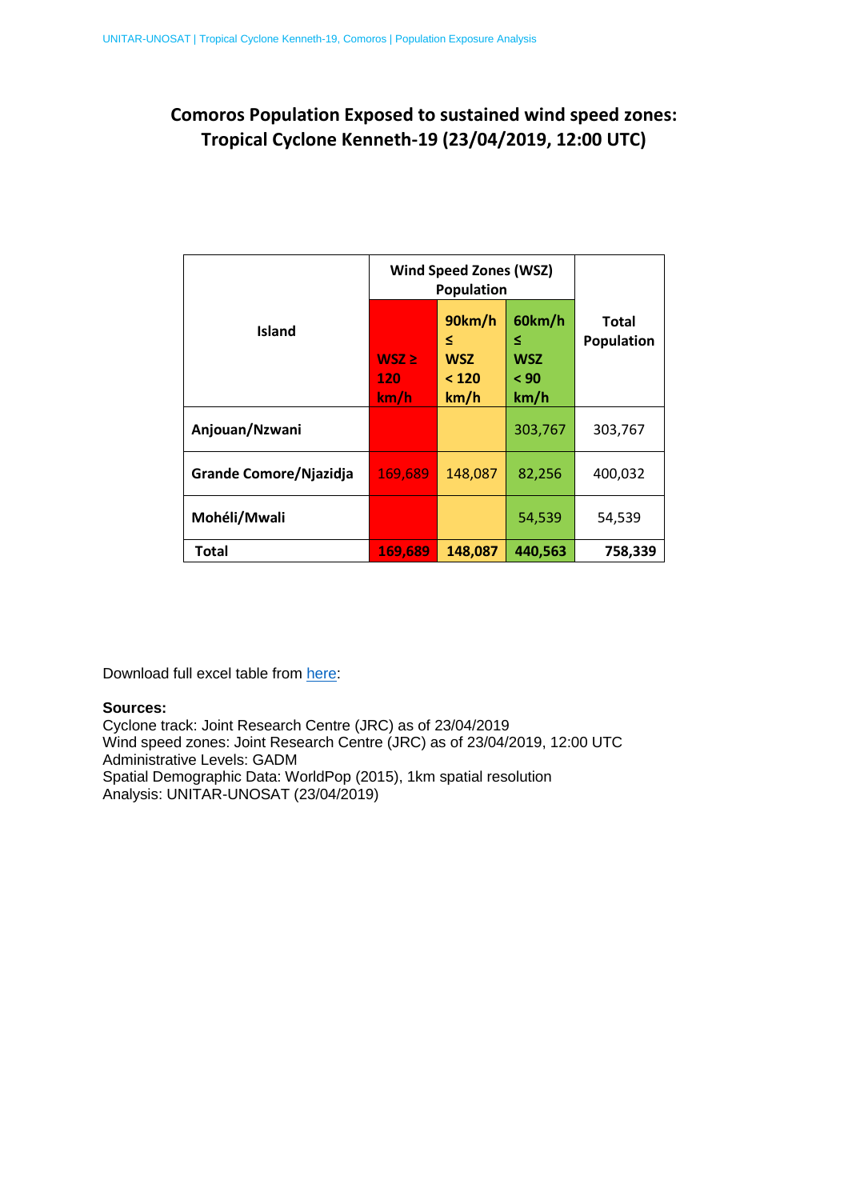## Comoros Population Exposed to sustained wind speed zones: Tropical Cyclone Kenneth-19 (23/04/2019, 12:00 UTC)

| Island | Wind Speed Zones (WSZ) Population | | | Total Population |
|---|---|---|---|---|
| | WSZ ≥ 120 km/h | 90km/h ≤ WSZ < 120 km/h | 60km/h ≤ WSZ < 90 km/h | |
| **Anjouan/Nzwani** | | | 303,767 | 303,767 |
| **Grande Comore/Njazidja** | 169,689 | 148,087 | 82,256 | 400,032 |
| **Mohéli/Mwali** | | | 54,539 | 54,539 |
| **Total** | **169,689** | **148,087** | **440,563** | **758,339** |

Download full excel table from here:

**Sources:**
Cyclone track: Joint Research Centre (JRC) as of 23/04/2019
Wind speed zones: Joint Research Centre (JRC) as of 23/04/2019, 12:00 UTC
Administrative Levels: GADM
Spatial Demographic Data: WorldPop (2015), 1km spatial resolution
Analysis: UNITAR-UNOSAT (23/04/2019)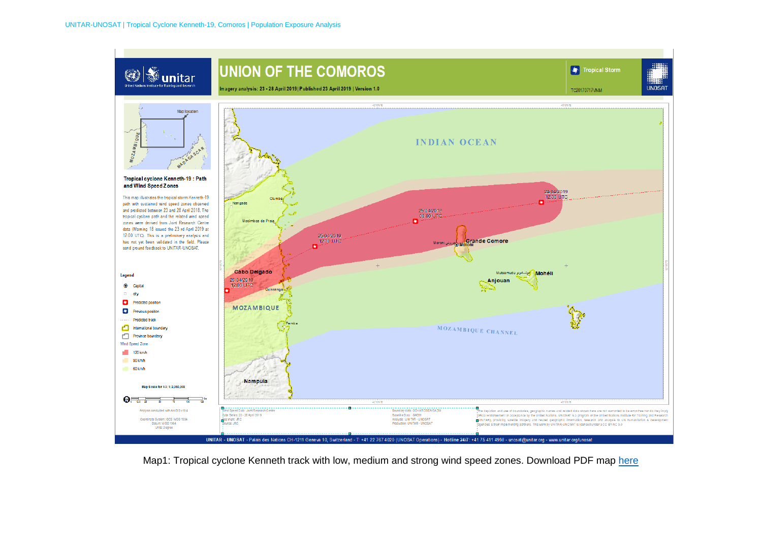UNION OF THE COMOROS

Imagery analysis: 23 - 28 April 2019 | Published 23 April 2019 | Version 1.0

Tropical Storm

TC20170717VNM

**Tropical cyclone Kenneth-19 : Path and Wind Speed Zones**

This map illustrates the tropical storm Kenneth-19 path with sustained wind speed zones observed and predicted between 23 and 28 April 2018. The tropical cyclone path and the related wind speed zones were derived from Joint Research Centre data (Warning 18 issued the 23 rd April 2019 at 12:00 UTC). This is a preliminary analysis and has not yet been validated in the field. Please send ground feedback to UNITAR-UNOSAT.

Legend

Capital

city

Predicted position

Previous position

Predicted track

International boundary

Province boundary

Wind Speed Zone

120 km/h

90 km/h

60 km/h

Map Scale for A3: 1:2,350,000

Analysis conducted with ArcGIS v10.4

Coordinate System: GCS WGS 1984
Datum: WGS 1984
Units: Degree

INDIAN OCEAN

MOZAMBIQUE

MOZAMBIQUE CHANNEL

Grande Comore

Moroni

Mohéli

Anjouan

Mutsamudu

Cabo Delgado

Nampula

Nangade

Olumbi

Mocimboa da Praia

Quissanga

Pemba

24/04/2019 12:00 UTC

25/04/2019 00:00 UTC

25/04/2019 12:00 UTC

26/04/2019 12:00 UTC

Wind Speed Data: Joint Research Centre
Date: Series 23 - 28 April 2019
Copyright: JRC
Source: JRC

Boundary data: OCHA ROSEA/GADM
Baseline Data: GADM
Analysis: UNITAR - UNOSAT
Production: UNITAR - UNOSAT

The depiction and use of boundaries, geographic names and related data shown here are not warranted to be error-free nor do they imply official endorsement or acceptance by the United Nations. UNOSAT is a program of the United Nations Institute for Training and Research (UNITAR), providing satellite imagery and related geographic information, research and analysis to UN humanitarian & development agencies & their implementing partners. This work by UNITAR-UNOSAT is licensed under a CC BY-NC 3.0

UNITAR - UNOSAT - Palais des Nations CH-1211 Geneva 10, Switzerland - T: +41 22 767 4020 (UNOSAT Operations) - Hotline 24/7: +41 75 411 4998 - unosat@unitar.org - www.unitar.org/unosat

Map1: Tropical cyclone Kenneth track with low, medium and strong wind speed zones. Download PDF map here